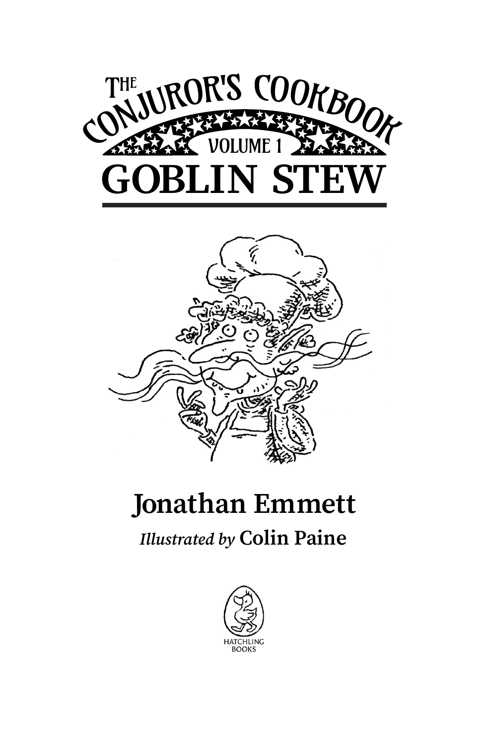# THE CONJUROR'S COOKBOOK

VOLUME 1

# GOBLIN STEW

**Jonathan Emmett**

*Illustrated by* **Colin Paine**

HATCHLING BOOKS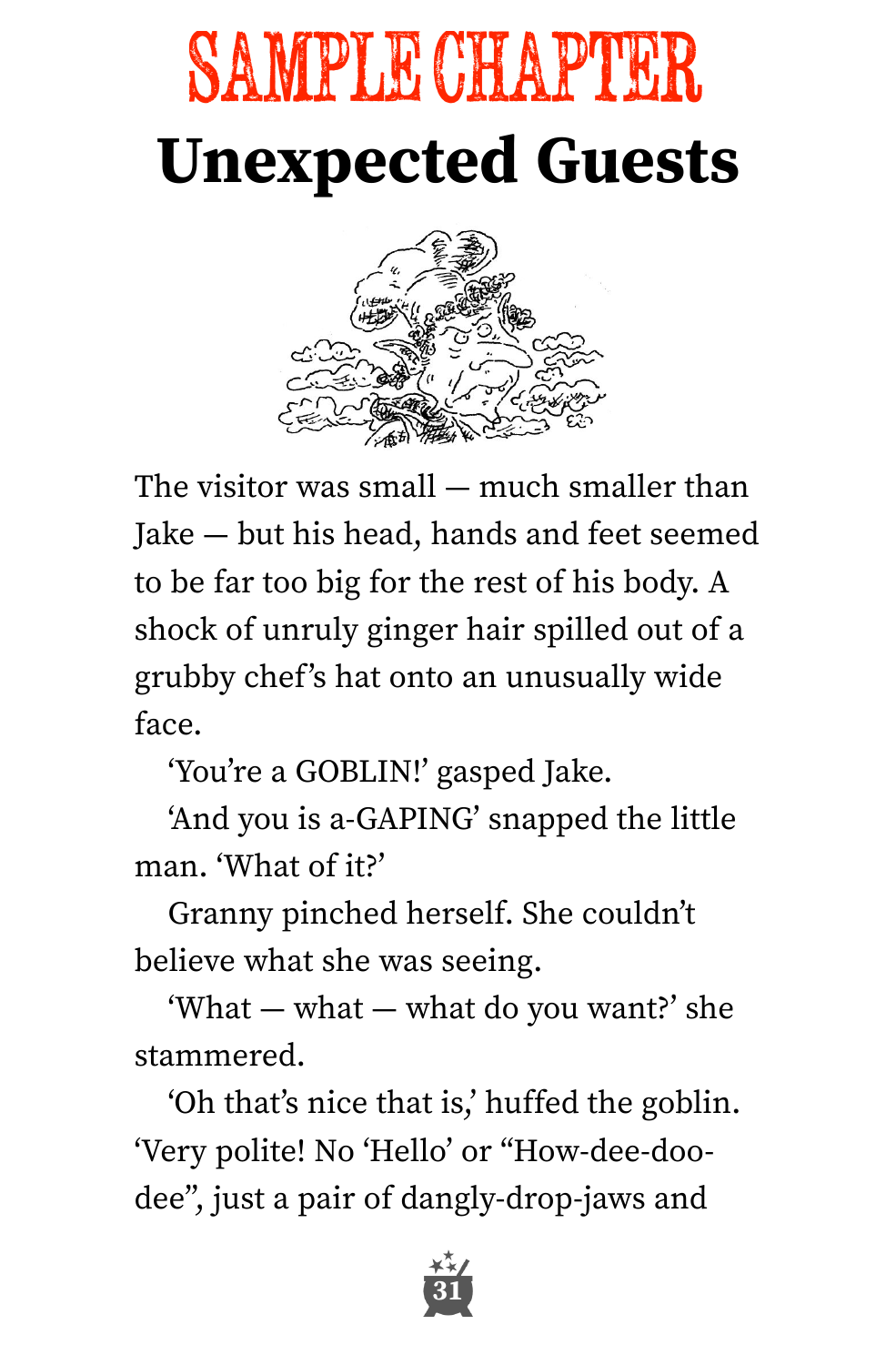# SAMPLE CHAPTER

# Unexpected Guests

The visitor was small — much smaller than Jake — but his head, hands and feet seemed to be far too big for the rest of his body. A shock of unruly ginger hair spilled out of a grubby chef's hat onto an unusually wide face.

'You're a GOBLIN!' gasped Jake.

'And you is a-GAPING' snapped the little man. 'What of it?'

Granny pinched herself. She couldn't believe what she was seeing.

'What — what — what do you want?' she stammered.

'Oh that's nice that is,' huffed the goblin. 'Very polite! No 'Hello' or "How-dee-doo-dee", just a pair of dangly-drop-jaws and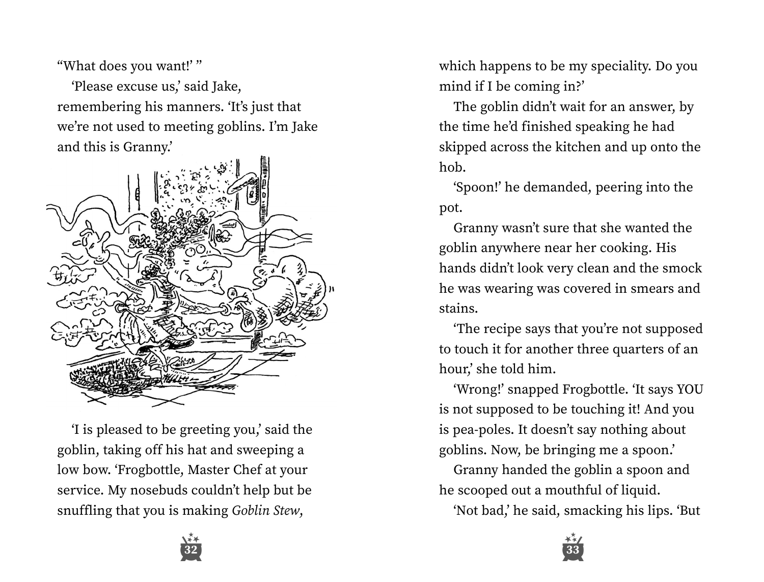"What does you want!' "

'Please excuse us,' said Jake, remembering his manners. 'It's just that we're not used to meeting goblins. I'm Jake and this is Granny.'

'I is pleased to be greeting you,' said the goblin, taking off his hat and sweeping a low bow. 'Frogbottle, Master Chef at your service. My nosebuds couldn't help but be snuffling that you is making *Goblin Stew*, which happens to be my speciality. Do you mind if I be coming in?'

The goblin didn't wait for an answer, by the time he'd finished speaking he had skipped across the kitchen and up onto the hob.

'Spoon!' he demanded, peering into the pot.

Granny wasn't sure that she wanted the goblin anywhere near her cooking. His hands didn't look very clean and the smock he was wearing was covered in smears and stains.

'The recipe says that you're not supposed to touch it for another three quarters of an hour,' she told him.

'Wrong!' snapped Frogbottle. 'It says YOU is not supposed to be touching it! And you is pea-poles. It doesn't say nothing about goblins. Now, be bringing me a spoon.'

Granny handed the goblin a spoon and he scooped out a mouthful of liquid.

'Not bad,' he said, smacking his lips. 'But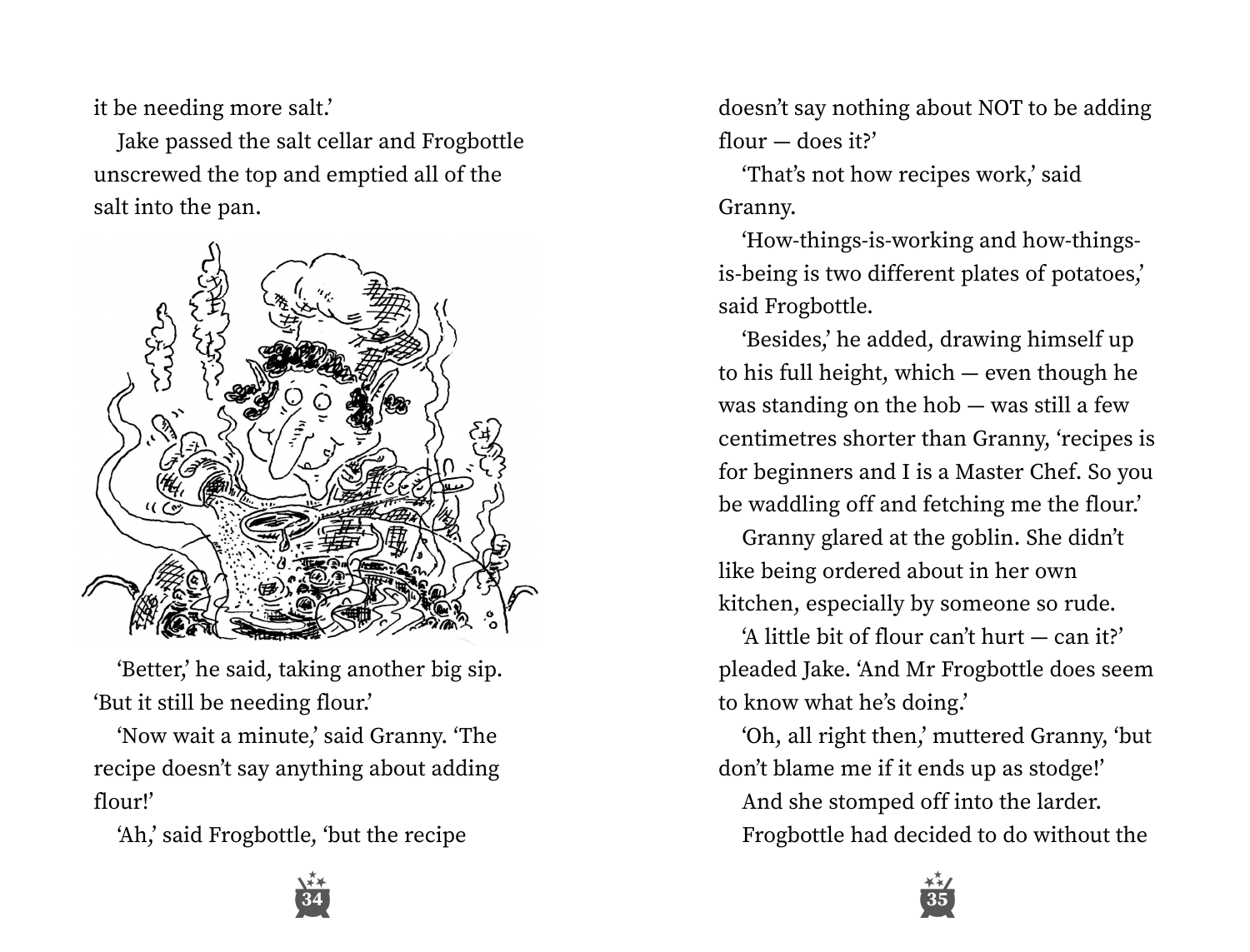it be needing more salt.'

Jake passed the salt cellar and Frogbottle unscrewed the top and emptied all of the salt into the pan.

'Better,' he said, taking another big sip. 'But it still be needing flour.'

'Now wait a minute,' said Granny. 'The recipe doesn't say anything about adding flour!'

'Ah,' said Frogbottle, 'but the recipe doesn't say nothing about NOT to be adding flour — does it?'

'That's not how recipes work,' said Granny.

'How-things-is-working and how-things-is-being is two different plates of potatoes,' said Frogbottle.

'Besides,' he added, drawing himself up to his full height, which — even though he was standing on the hob — was still a few centimetres shorter than Granny, 'recipes is for beginners and I is a Master Chef. So you be waddling off and fetching me the flour.'

Granny glared at the goblin. She didn't like being ordered about in her own kitchen, especially by someone so rude.

'A little bit of flour can't hurt — can it?' pleaded Jake. 'And Mr Frogbottle does seem to know what he's doing.'

'Oh, all right then,' muttered Granny, 'but don't blame me if it ends up as stodge!'

And she stomped off into the larder.

Frogbottle had decided to do without the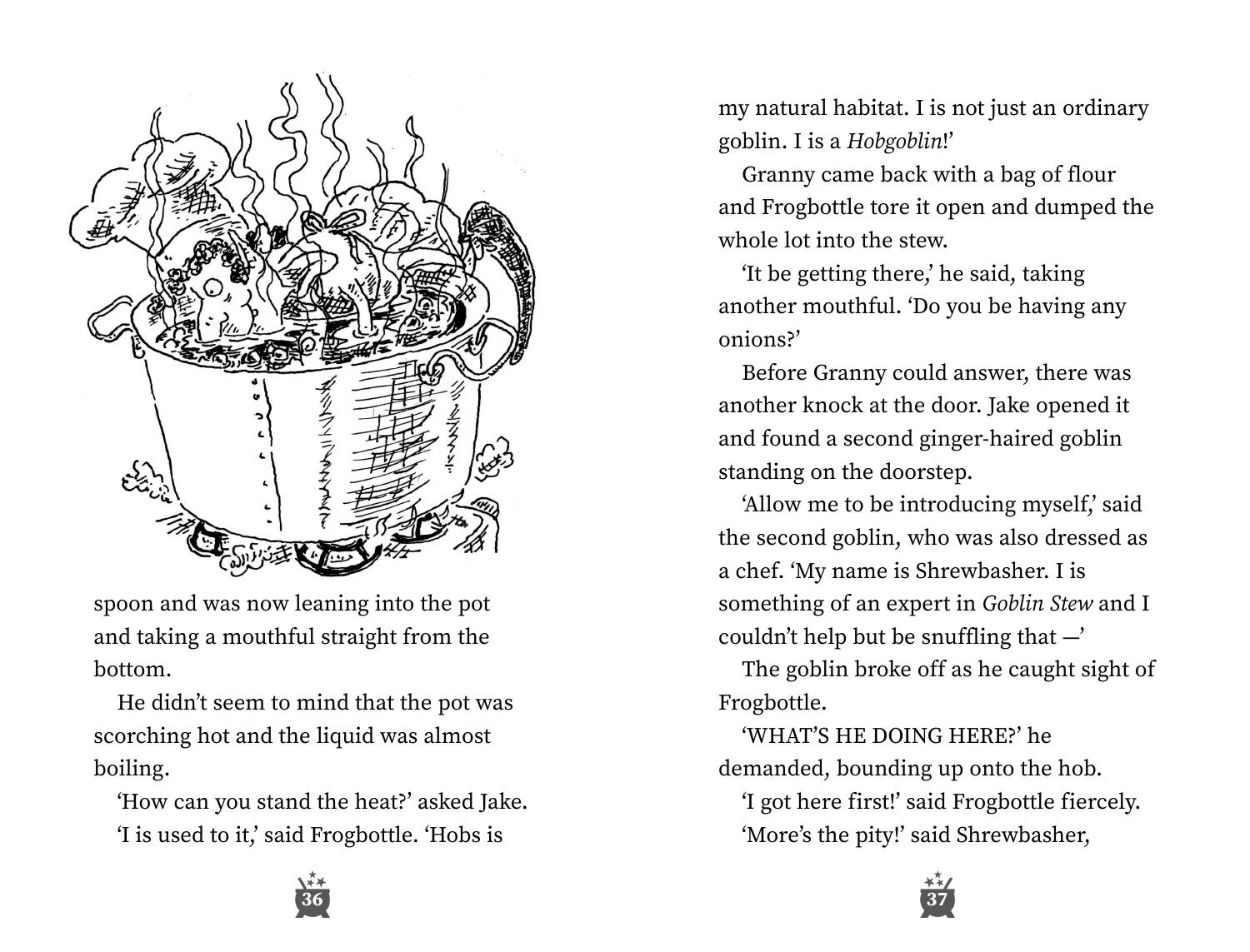spoon and was now leaning into the pot and taking a mouthful straight from the bottom.

He didn't seem to mind that the pot was scorching hot and the liquid was almost boiling.

'How can you stand the heat?' asked Jake.

'I is used to it,' said Frogbottle. 'Hobs is my natural habitat. I is not just an ordinary goblin. I is a *Hobgoblin*!'

Granny came back with a bag of flour and Frogbottle tore it open and dumped the whole lot into the stew.

'It be getting there,' he said, taking another mouthful. 'Do you be having any onions?'

Before Granny could answer, there was another knock at the door. Jake opened it and found a second ginger-haired goblin standing on the doorstep.

'Allow me to be introducing myself,' said the second goblin, who was also dressed as a chef. 'My name is Shrewbasher. I is something of an expert in *Goblin Stew* and I couldn't help but be snuffling that —'

The goblin broke off as he caught sight of Frogbottle.

'WHAT'S HE DOING HERE?' he demanded, bounding up onto the hob.

'I got here first!' said Frogbottle fiercely.

'More's the pity!' said Shrewbasher,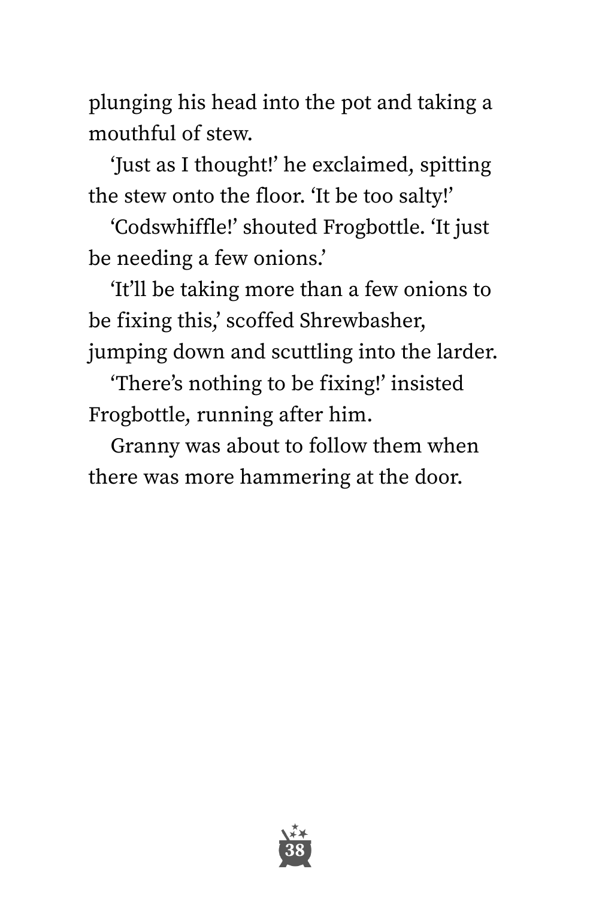plunging his head into the pot and taking a mouthful of stew.

'Just as I thought!' he exclaimed, spitting the stew onto the floor. 'It be too salty!'

'Codswhiffle!' shouted Frogbottle. 'It just be needing a few onions.'

'It'll be taking more than a few onions to be fixing this,' scoffed Shrewbasher, jumping down and scuttling into the larder.

'There's nothing to be fixing!' insisted Frogbottle, running after him.

Granny was about to follow them when there was more hammering at the door.